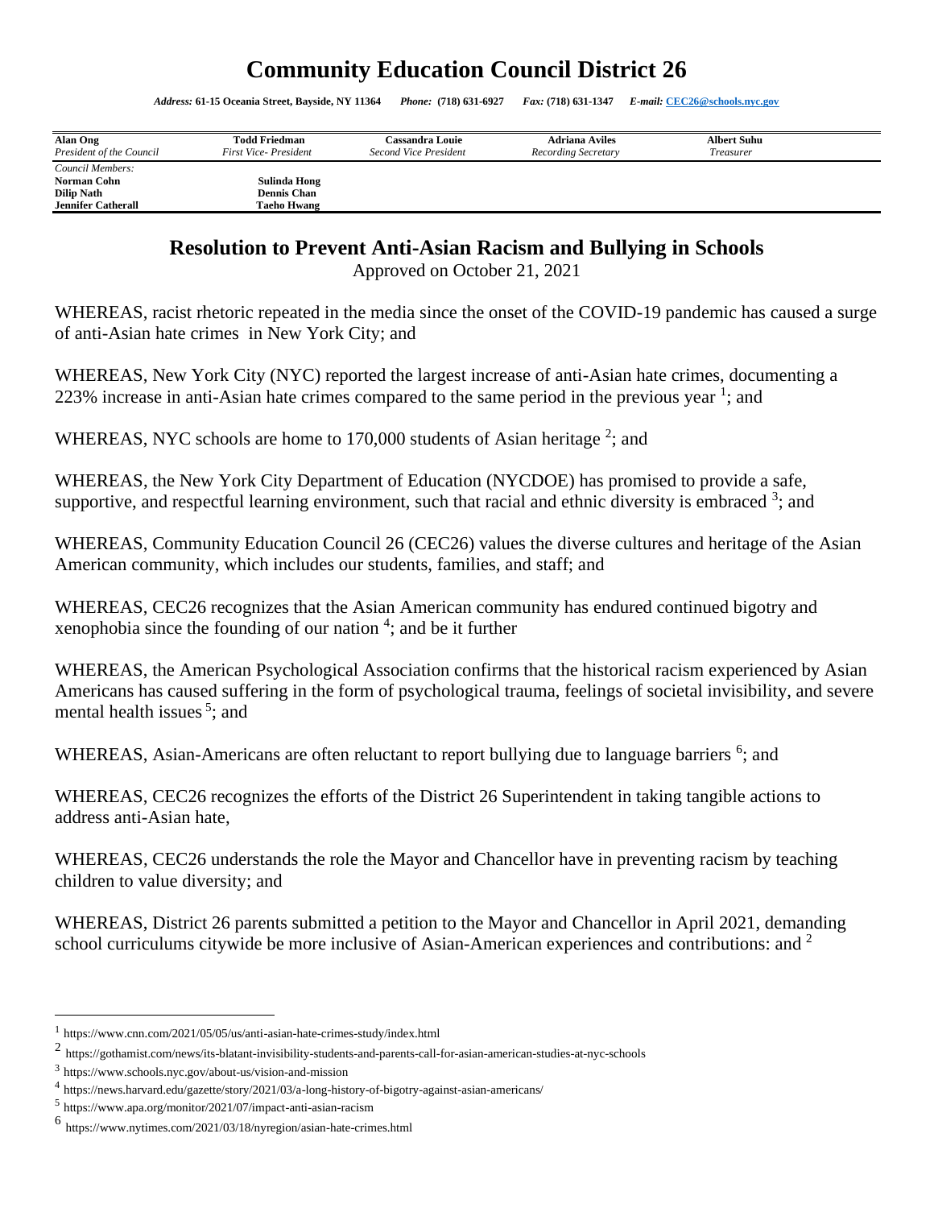# Community Education Council District 26

*Address:* **61-15 Oceania Street, Bayside, NY 11364** *Phone:* **(718) 631-6927** *Fax:* **(718) 631-1347** *E-mail:* **CEC26@schools.nyc.gov**

| **Alan Ong** | **Todd Friedman** | **Cassandra Louie** | **Adriana Aviles** | **Albert Suhu** |
|---|---|---|---|---|
| *President of the Council* | *First Vice- President* | *Second Vice President* | *Recording Secretary* | *Treasurer* |

*Council Members:*

| | |
|---|---|
| **Norman Cohn** | **Sulinda Hong** |
| **Dilip Nath** | **Dennis Chan** |
| **Jennifer Catherall** | **Taeho Hwang** |

## Resolution to Prevent Anti-Asian Racism and Bullying in Schools

Approved on October 21, 2021

WHEREAS, racist rhetoric repeated in the media since the onset of the COVID-19 pandemic has caused a surge of anti-Asian hate crimes in New York City; and

WHEREAS, New York City (NYC) reported the largest increase of anti-Asian hate crimes, documenting a 223% increase in anti-Asian hate crimes compared to the same period in the previous year [1]; and

WHEREAS, NYC schools are home to 170,000 students of Asian heritage [2]; and

WHEREAS, the New York City Department of Education (NYCDOE) has promised to provide a safe, supportive, and respectful learning environment, such that racial and ethnic diversity is embraced [3]; and

WHEREAS, Community Education Council 26 (CEC26) values the diverse cultures and heritage of the Asian American community, which includes our students, families, and staff; and

WHEREAS, CEC26 recognizes that the Asian American community has endured continued bigotry and xenophobia since the founding of our nation [4]; and be it further

WHEREAS, the American Psychological Association confirms that the historical racism experienced by Asian Americans has caused suffering in the form of psychological trauma, feelings of societal invisibility, and severe mental health issues [5]; and

WHEREAS, Asian-Americans are often reluctant to report bullying due to language barriers [6]; and

WHEREAS, CEC26 recognizes the efforts of the District 26 Superintendent in taking tangible actions to address anti-Asian hate,

WHEREAS, CEC26 understands the role the Mayor and Chancellor have in preventing racism by teaching children to value diversity; and

WHEREAS, District 26 parents submitted a petition to the Mayor and Chancellor in April 2021, demanding school curriculums citywide be more inclusive of Asian-American experiences and contributions: and [2]

---

[1] https://www.cnn.com/2021/05/05/us/anti-asian-hate-crimes-study/index.html

[2] https://gothamist.com/news/its-blatant-invisibility-students-and-parents-call-for-asian-american-studies-at-nyc-schools

[3] https://www.schools.nyc.gov/about-us/vision-and-mission

[4] https://news.harvard.edu/gazette/story/2021/03/a-long-history-of-bigotry-against-asian-americans/

[5] https://www.apa.org/monitor/2021/07/impact-anti-asian-racism

[6] https://www.nytimes.com/2021/03/18/nyregion/asian-hate-crimes.html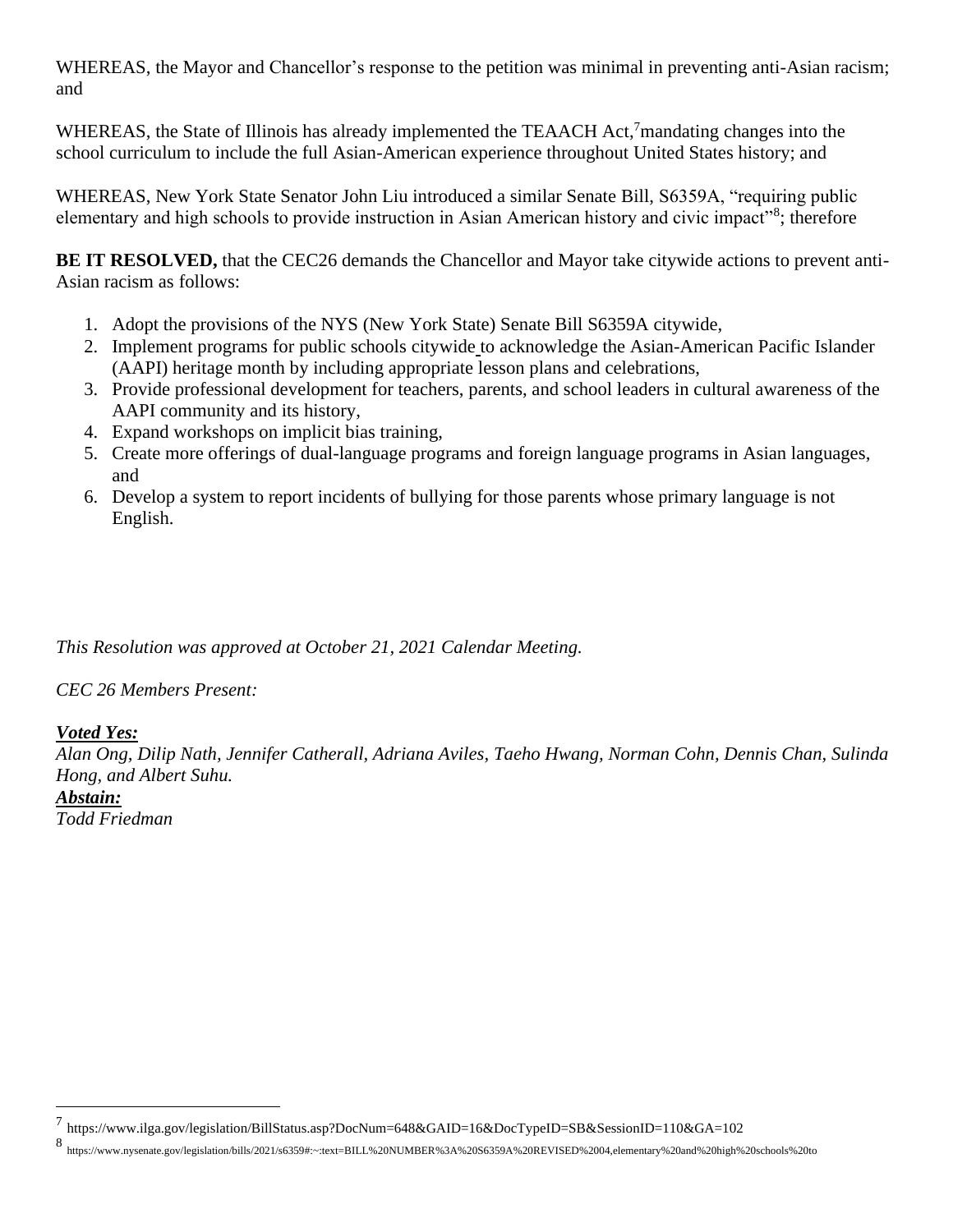WHEREAS, the Mayor and Chancellor's response to the petition was minimal in preventing anti-Asian racism; and

WHEREAS, the State of Illinois has already implemented the TEAACH Act,[7] mandating changes into the school curriculum to include the full Asian-American experience throughout United States history; and

WHEREAS, New York State Senator John Liu introduced a similar Senate Bill, S6359A, "requiring public elementary and high schools to provide instruction in Asian American history and civic impact"[8]; therefore

**BE IT RESOLVED,** that the CEC26 demands the Chancellor and Mayor take citywide actions to prevent anti-Asian racism as follows:

1. Adopt the provisions of the NYS (New York State) Senate Bill S6359A citywide,
2. Implement programs for public schools citywide to acknowledge the Asian-American Pacific Islander (AAPI) heritage month by including appropriate lesson plans and celebrations,
3. Provide professional development for teachers, parents, and school leaders in cultural awareness of the AAPI community and its history,
4. Expand workshops on implicit bias training,
5. Create more offerings of dual-language programs and foreign language programs in Asian languages, and
6. Develop a system to report incidents of bullying for those parents whose primary language is not English.

*This Resolution was approved at October 21, 2021 Calendar Meeting.*

*CEC 26 Members Present:*

***Voted Yes:***
*Alan Ong, Dilip Nath, Jennifer Catherall, Adriana Aviles, Taeho Hwang, Norman Cohn, Dennis Chan, Sulinda Hong, and Albert Suhu.*
***Abstain:***
*Todd Friedman*

---

[7] https://www.ilga.gov/legislation/BillStatus.asp?DocNum=648&GAID=16&DocTypeID=SB&SessionID=110&GA=102

[8] https://www.nysenate.gov/legislation/bills/2021/s6359#:~:text=BILL%20NUMBER%3A%20S6359A%20REVISED%2004,elementary%20and%20high%20schools%20to